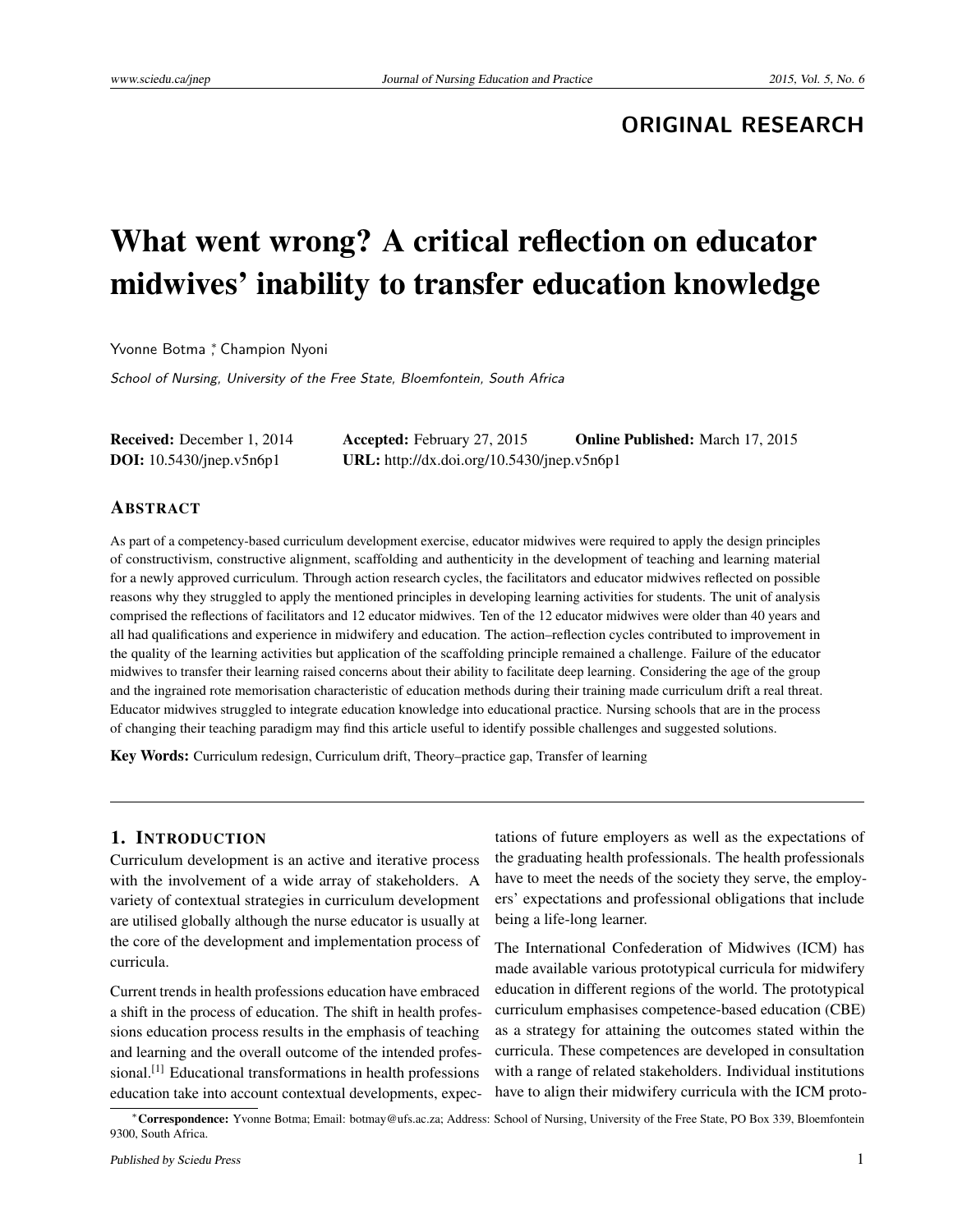**ORIGINAL RESEARCH**

# What went wrong? A critical reflection on educator midwives' inability to transfer education knowledge

Yvonne Botma *, Champion Nyoni

*School of Nursing, University of the Free State, Bloemfontein, South Africa*

**Received:** December 1, 2014 **Accepted:** February 27, 2015 **Online Published:** March 17, 2015
**DOI:** 10.5430/jnep.v5n6p1 **URL:** http://dx.doi.org/10.5430/jnep.v5n6p1

## ABSTRACT

As part of a competency-based curriculum development exercise, educator midwives were required to apply the design principles of constructivism, constructive alignment, scaffolding and authenticity in the development of teaching and learning material for a newly approved curriculum. Through action research cycles, the facilitators and educator midwives reflected on possible reasons why they struggled to apply the mentioned principles in developing learning activities for students. The unit of analysis comprised the reflections of facilitators and 12 educator midwives. Ten of the 12 educator midwives were older than 40 years and all had qualifications and experience in midwifery and education. The action–reflection cycles contributed to improvement in the quality of the learning activities but application of the scaffolding principle remained a challenge. Failure of the educator midwives to transfer their learning raised concerns about their ability to facilitate deep learning. Considering the age of the group and the ingrained rote memorisation characteristic of education methods during their training made curriculum drift a real threat. Educator midwives struggled to integrate education knowledge into educational practice. Nursing schools that are in the process of changing their teaching paradigm may find this article useful to identify possible challenges and suggested solutions.

**Key Words:** Curriculum redesign, Curriculum drift, Theory–practice gap, Transfer of learning

## 1. INTRODUCTION

Curriculum development is an active and iterative process with the involvement of a wide array of stakeholders. A variety of contextual strategies in curriculum development are utilised globally although the nurse educator is usually at the core of the development and implementation process of curricula.

Current trends in health professions education have embraced a shift in the process of education. The shift in health professions education process results in the emphasis of teaching and learning and the overall outcome of the intended professional.[1] Educational transformations in health professions education take into account contextual developments, expectations of future employers as well as the expectations of the graduating health professionals. The health professionals have to meet the needs of the society they serve, the employers' expectations and professional obligations that include being a life-long learner.

The International Confederation of Midwives (ICM) has made available various prototypical curricula for midwifery education in different regions of the world. The prototypical curriculum emphasises competence-based education (CBE) as a strategy for attaining the outcomes stated within the curricula. These competences are developed in consultation with a range of related stakeholders. Individual institutions have to align their midwifery curricula with the ICM proto-

*Correspondence: Yvonne Botma; Email: botmay@ufs.ac.za; Address: School of Nursing, University of the Free State, PO Box 339, Bloemfontein 9300, South Africa.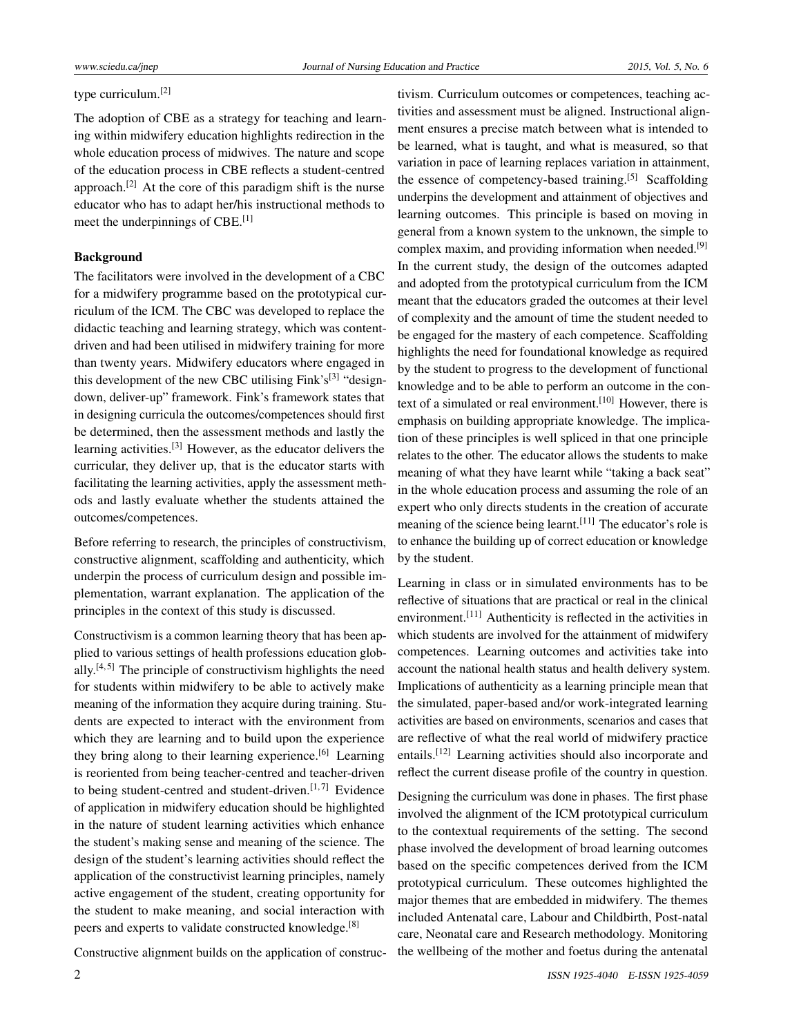type curriculum.[2]

The adoption of CBE as a strategy for teaching and learning within midwifery education highlights redirection in the whole education process of midwives. The nature and scope of the education process in CBE reflects a student-centred approach.[2] At the core of this paradigm shift is the nurse educator who has to adapt her/his instructional methods to meet the underpinnings of CBE.[1]

**Background**

The facilitators were involved in the development of a CBC for a midwifery programme based on the prototypical curriculum of the ICM. The CBC was developed to replace the didactic teaching and learning strategy, which was content-driven and had been utilised in midwifery training for more than twenty years. Midwifery educators where engaged in this development of the new CBC utilising Fink's[3] "design-down, deliver-up" framework. Fink's framework states that in designing curricula the outcomes/competences should first be determined, then the assessment methods and lastly the learning activities.[3] However, as the educator delivers the curricular, they deliver up, that is the educator starts with facilitating the learning activities, apply the assessment methods and lastly evaluate whether the students attained the outcomes/competences.

Before referring to research, the principles of constructivism, constructive alignment, scaffolding and authenticity, which underpin the process of curriculum design and possible implementation, warrant explanation. The application of the principles in the context of this study is discussed.

Constructivism is a common learning theory that has been applied to various settings of health professions education globally.[4, 5] The principle of constructivism highlights the need for students within midwifery to be able to actively make meaning of the information they acquire during training. Students are expected to interact with the environment from which they are learning and to build upon the experience they bring along to their learning experience.[6] Learning is reoriented from being teacher-centred and teacher-driven to being student-centred and student-driven.[1, 7] Evidence of application in midwifery education should be highlighted in the nature of student learning activities which enhance the student's making sense and meaning of the science. The design of the student's learning activities should reflect the application of the constructivist learning principles, namely active engagement of the student, creating opportunity for the student to make meaning, and social interaction with peers and experts to validate constructed knowledge.[8]

Constructive alignment builds on the application of constructivism. Curriculum outcomes or competences, teaching activities and assessment must be aligned. Instructional alignment ensures a precise match between what is intended to be learned, what is taught, and what is measured, so that variation in pace of learning replaces variation in attainment, the essence of competency-based training.[5] Scaffolding underpins the development and attainment of objectives and learning outcomes. This principle is based on moving in general from a known system to the unknown, the simple to complex maxim, and providing information when needed.[9] In the current study, the design of the outcomes adapted and adopted from the prototypical curriculum from the ICM meant that the educators graded the outcomes at their level of complexity and the amount of time the student needed to be engaged for the mastery of each competence. Scaffolding highlights the need for foundational knowledge as required by the student to progress to the development of functional knowledge and to be able to perform an outcome in the context of a simulated or real environment.[10] However, there is emphasis on building appropriate knowledge. The implication of these principles is well spliced in that one principle relates to the other. The educator allows the students to make meaning of what they have learnt while "taking a back seat" in the whole education process and assuming the role of an expert who only directs students in the creation of accurate meaning of the science being learnt.[11] The educator's role is to enhance the building up of correct education or knowledge by the student.

Learning in class or in simulated environments has to be reflective of situations that are practical or real in the clinical environment.[11] Authenticity is reflected in the activities in which students are involved for the attainment of midwifery competences. Learning outcomes and activities take into account the national health status and health delivery system. Implications of authenticity as a learning principle mean that the simulated, paper-based and/or work-integrated learning activities are based on environments, scenarios and cases that are reflective of what the real world of midwifery practice entails.[12] Learning activities should also incorporate and reflect the current disease profile of the country in question.

Designing the curriculum was done in phases. The first phase involved the alignment of the ICM prototypical curriculum to the contextual requirements of the setting. The second phase involved the development of broad learning outcomes based on the specific competences derived from the ICM prototypical curriculum. These outcomes highlighted the major themes that are embedded in midwifery. The themes included Antenatal care, Labour and Childbirth, Post-natal care, Neonatal care and Research methodology. Monitoring the wellbeing of the mother and foetus during the antenatal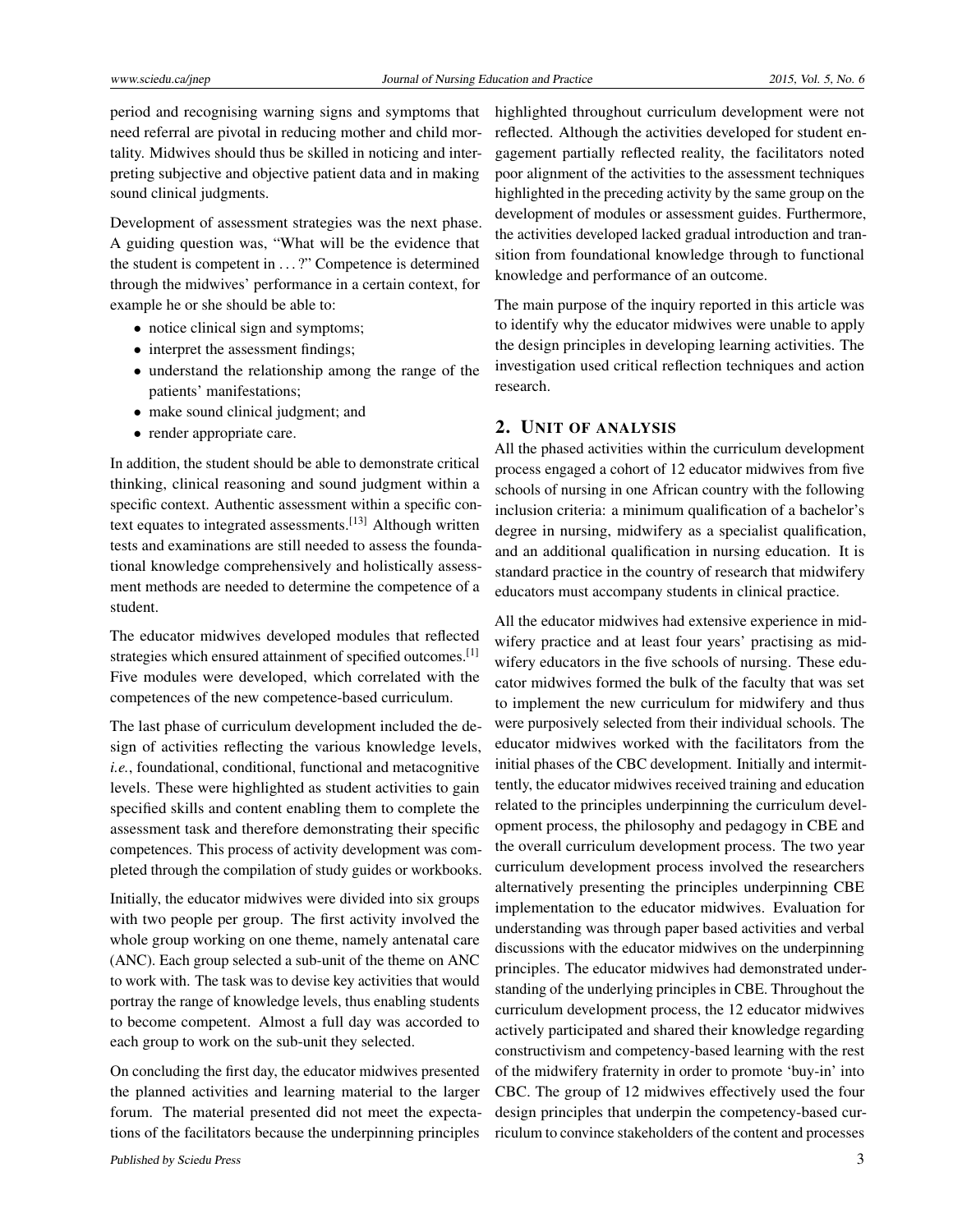period and recognising warning signs and symptoms that need referral are pivotal in reducing mother and child mortality. Midwives should thus be skilled in noticing and interpreting subjective and objective patient data and in making sound clinical judgments.

Development of assessment strategies was the next phase. A guiding question was, "What will be the evidence that the student is competent in . . . ?" Competence is determined through the midwives' performance in a certain context, for example he or she should be able to:

- notice clinical sign and symptoms;
- interpret the assessment findings;
- understand the relationship among the range of the patients' manifestations;
- make sound clinical judgment; and
- render appropriate care.

In addition, the student should be able to demonstrate critical thinking, clinical reasoning and sound judgment within a specific context. Authentic assessment within a specific context equates to integrated assessments.[13] Although written tests and examinations are still needed to assess the foundational knowledge comprehensively and holistically assessment methods are needed to determine the competence of a student.

The educator midwives developed modules that reflected strategies which ensured attainment of specified outcomes.[1] Five modules were developed, which correlated with the competences of the new competence-based curriculum.

The last phase of curriculum development included the design of activities reflecting the various knowledge levels, *i.e.*, foundational, conditional, functional and metacognitive levels. These were highlighted as student activities to gain specified skills and content enabling them to complete the assessment task and therefore demonstrating their specific competences. This process of activity development was completed through the compilation of study guides or workbooks.

Initially, the educator midwives were divided into six groups with two people per group. The first activity involved the whole group working on one theme, namely antenatal care (ANC). Each group selected a sub-unit of the theme on ANC to work with. The task was to devise key activities that would portray the range of knowledge levels, thus enabling students to become competent. Almost a full day was accorded to each group to work on the sub-unit they selected.

On concluding the first day, the educator midwives presented the planned activities and learning material to the larger forum. The material presented did not meet the expectations of the facilitators because the underpinning principles highlighted throughout curriculum development were not reflected. Although the activities developed for student engagement partially reflected reality, the facilitators noted poor alignment of the activities to the assessment techniques highlighted in the preceding activity by the same group on the development of modules or assessment guides. Furthermore, the activities developed lacked gradual introduction and transition from foundational knowledge through to functional knowledge and performance of an outcome.

The main purpose of the inquiry reported in this article was to identify why the educator midwives were unable to apply the design principles in developing learning activities. The investigation used critical reflection techniques and action research.

## 2. Unit of analysis

All the phased activities within the curriculum development process engaged a cohort of 12 educator midwives from five schools of nursing in one African country with the following inclusion criteria: a minimum qualification of a bachelor's degree in nursing, midwifery as a specialist qualification, and an additional qualification in nursing education. It is standard practice in the country of research that midwifery educators must accompany students in clinical practice.

All the educator midwives had extensive experience in midwifery practice and at least four years' practising as midwifery educators in the five schools of nursing. These educator midwives formed the bulk of the faculty that was set to implement the new curriculum for midwifery and thus were purposively selected from their individual schools. The educator midwives worked with the facilitators from the initial phases of the CBC development. Initially and intermittently, the educator midwives received training and education related to the principles underpinning the curriculum development process, the philosophy and pedagogy in CBE and the overall curriculum development process. The two year curriculum development process involved the researchers alternatively presenting the principles underpinning CBE implementation to the educator midwives. Evaluation for understanding was through paper based activities and verbal discussions with the educator midwives on the underpinning principles. The educator midwives had demonstrated understanding of the underlying principles in CBE. Throughout the curriculum development process, the 12 educator midwives actively participated and shared their knowledge regarding constructivism and competency-based learning with the rest of the midwifery fraternity in order to promote 'buy-in' into CBC. The group of 12 midwives effectively used the four design principles that underpin the competency-based curriculum to convince stakeholders of the content and processes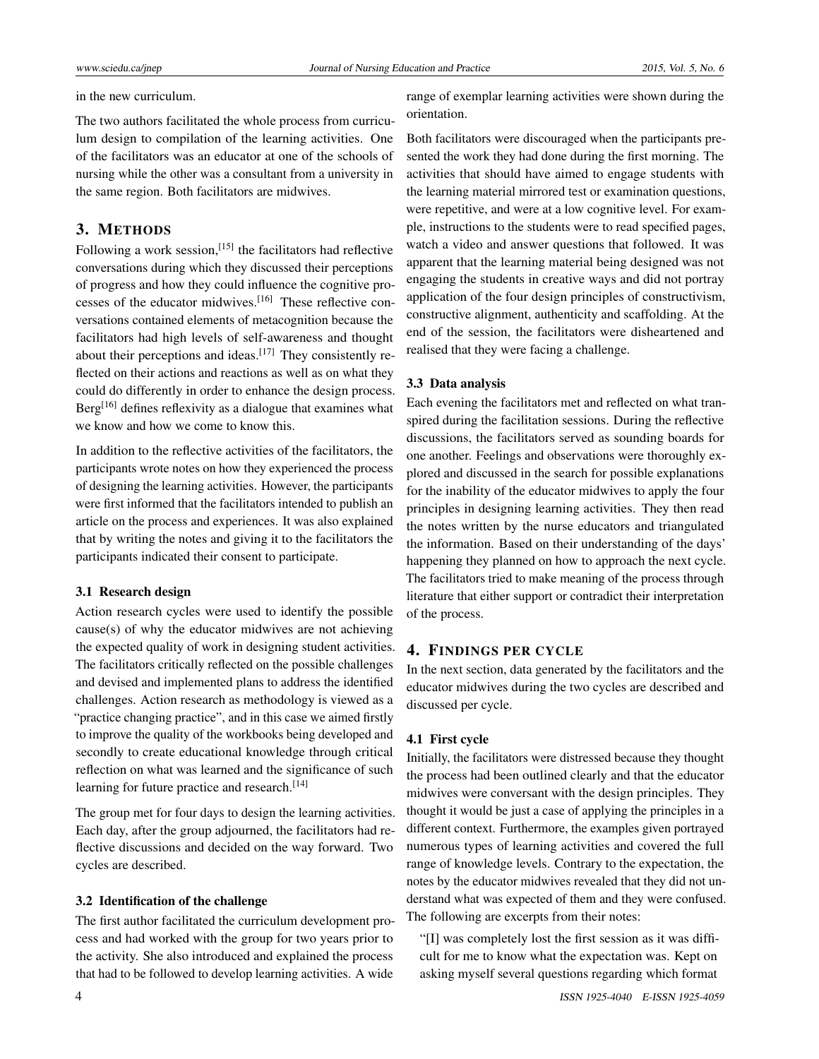in the new curriculum.

The two authors facilitated the whole process from curriculum design to compilation of the learning activities. One of the facilitators was an educator at one of the schools of nursing while the other was a consultant from a university in the same region. Both facilitators are midwives.

## 3. METHODS

Following a work session,[15] the facilitators had reflective conversations during which they discussed their perceptions of progress and how they could influence the cognitive processes of the educator midwives.[16] These reflective conversations contained elements of metacognition because the facilitators had high levels of self-awareness and thought about their perceptions and ideas.[17] They consistently reflected on their actions and reactions as well as on what they could do differently in order to enhance the design process. Berg[16] defines reflexivity as a dialogue that examines what we know and how we come to know this.

In addition to the reflective activities of the facilitators, the participants wrote notes on how they experienced the process of designing the learning activities. However, the participants were first informed that the facilitators intended to publish an article on the process and experiences. It was also explained that by writing the notes and giving it to the facilitators the participants indicated their consent to participate.

### 3.1 Research design

Action research cycles were used to identify the possible cause(s) of why the educator midwives are not achieving the expected quality of work in designing student activities. The facilitators critically reflected on the possible challenges and devised and implemented plans to address the identified challenges. Action research as methodology is viewed as a "practice changing practice", and in this case we aimed firstly to improve the quality of the workbooks being developed and secondly to create educational knowledge through critical reflection on what was learned and the significance of such learning for future practice and research.[14]

The group met for four days to design the learning activities. Each day, after the group adjourned, the facilitators had reflective discussions and decided on the way forward. Two cycles are described.

### 3.2 Identification of the challenge

The first author facilitated the curriculum development process and had worked with the group for two years prior to the activity. She also introduced and explained the process that had to be followed to develop learning activities. A wide range of exemplar learning activities were shown during the orientation.

Both facilitators were discouraged when the participants presented the work they had done during the first morning. The activities that should have aimed to engage students with the learning material mirrored test or examination questions, were repetitive, and were at a low cognitive level. For example, instructions to the students were to read specified pages, watch a video and answer questions that followed. It was apparent that the learning material being designed was not engaging the students in creative ways and did not portray application of the four design principles of constructivism, constructive alignment, authenticity and scaffolding. At the end of the session, the facilitators were disheartened and realised that they were facing a challenge.

### 3.3 Data analysis

Each evening the facilitators met and reflected on what transpired during the facilitation sessions. During the reflective discussions, the facilitators served as sounding boards for one another. Feelings and observations were thoroughly explored and discussed in the search for possible explanations for the inability of the educator midwives to apply the four principles in designing learning activities. They then read the notes written by the nurse educators and triangulated the information. Based on their understanding of the days' happening they planned on how to approach the next cycle. The facilitators tried to make meaning of the process through literature that either support or contradict their interpretation of the process.

## 4. FINDINGS PER CYCLE

In the next section, data generated by the facilitators and the educator midwives during the two cycles are described and discussed per cycle.

### 4.1 First cycle

Initially, the facilitators were distressed because they thought the process had been outlined clearly and that the educator midwives were conversant with the design principles. They thought it would be just a case of applying the principles in a different context. Furthermore, the examples given portrayed numerous types of learning activities and covered the full range of knowledge levels. Contrary to the expectation, the notes by the educator midwives revealed that they did not understand what was expected of them and they were confused. The following are excerpts from their notes:

> "[I] was completely lost the first session as it was difficult for me to know what the expectation was. Kept on asking myself several questions regarding which format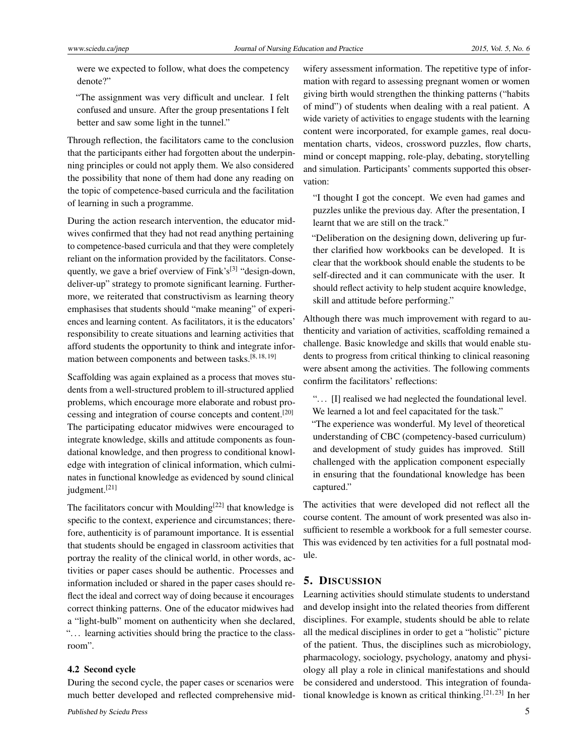were we expected to follow, what does the competency denote?"

"The assignment was very difficult and unclear. I felt confused and unsure. After the group presentations I felt better and saw some light in the tunnel."

Through reflection, the facilitators came to the conclusion that the participants either had forgotten about the underpinning principles or could not apply them. We also considered the possibility that none of them had done any reading on the topic of competence-based curricula and the facilitation of learning in such a programme.

During the action research intervention, the educator midwives confirmed that they had not read anything pertaining to competence-based curricula and that they were completely reliant on the information provided by the facilitators. Consequently, we gave a brief overview of Fink's[3] "design-down, deliver-up" strategy to promote significant learning. Furthermore, we reiterated that constructivism as learning theory emphasises that students should "make meaning" of experiences and learning content. As facilitators, it is the educators' responsibility to create situations and learning activities that afford students the opportunity to think and integrate information between components and between tasks.[8, 18, 19]

Scaffolding was again explained as a process that moves students from a well-structured problem to ill-structured applied problems, which encourage more elaborate and robust processing and integration of course concepts and content.[20] The participating educator midwives were encouraged to integrate knowledge, skills and attitude components as foundational knowledge, and then progress to conditional knowledge with integration of clinical information, which culminates in functional knowledge as evidenced by sound clinical judgment.[21]

The facilitators concur with Moulding[22] that knowledge is specific to the context, experience and circumstances; therefore, authenticity is of paramount importance. It is essential that students should be engaged in classroom activities that portray the reality of the clinical world, in other words, activities or paper cases should be authentic. Processes and information included or shared in the paper cases should reflect the ideal and correct way of doing because it encourages correct thinking patterns. One of the educator midwives had a "light-bulb" moment on authenticity when she declared, "... learning activities should bring the practice to the classroom".

### 4.2 Second cycle

During the second cycle, the paper cases or scenarios were much better developed and reflected comprehensive midwifery assessment information. The repetitive type of information with regard to assessing pregnant women or women giving birth would strengthen the thinking patterns ("habits of mind") of students when dealing with a real patient. A wide variety of activities to engage students with the learning content were incorporated, for example games, real documentation charts, videos, crossword puzzles, flow charts, mind or concept mapping, role-play, debating, storytelling and simulation. Participants' comments supported this observation:

"I thought I got the concept. We even had games and puzzles unlike the previous day. After the presentation, I learnt that we are still on the track."

"Deliberation on the designing down, delivering up further clarified how workbooks can be developed. It is clear that the workbook should enable the students to be self-directed and it can communicate with the user. It should reflect activity to help student acquire knowledge, skill and attitude before performing."

Although there was much improvement with regard to authenticity and variation of activities, scaffolding remained a challenge. Basic knowledge and skills that would enable students to progress from critical thinking to clinical reasoning were absent among the activities. The following comments confirm the facilitators' reflections:

"... [I] realised we had neglected the foundational level. We learned a lot and feel capacitated for the task."

"The experience was wonderful. My level of theoretical understanding of CBC (competency-based curriculum) and development of study guides has improved. Still challenged with the application component especially in ensuring that the foundational knowledge has been captured."

The activities that were developed did not reflect all the course content. The amount of work presented was also insufficient to resemble a workbook for a full semester course. This was evidenced by ten activities for a full postnatal module.

## 5. Discussion

Learning activities should stimulate students to understand and develop insight into the related theories from different disciplines. For example, students should be able to relate all the medical disciplines in order to get a "holistic" picture of the patient. Thus, the disciplines such as microbiology, pharmacology, sociology, psychology, anatomy and physiology all play a role in clinical manifestations and should be considered and understood. This integration of foundational knowledge is known as critical thinking.[21, 23] In her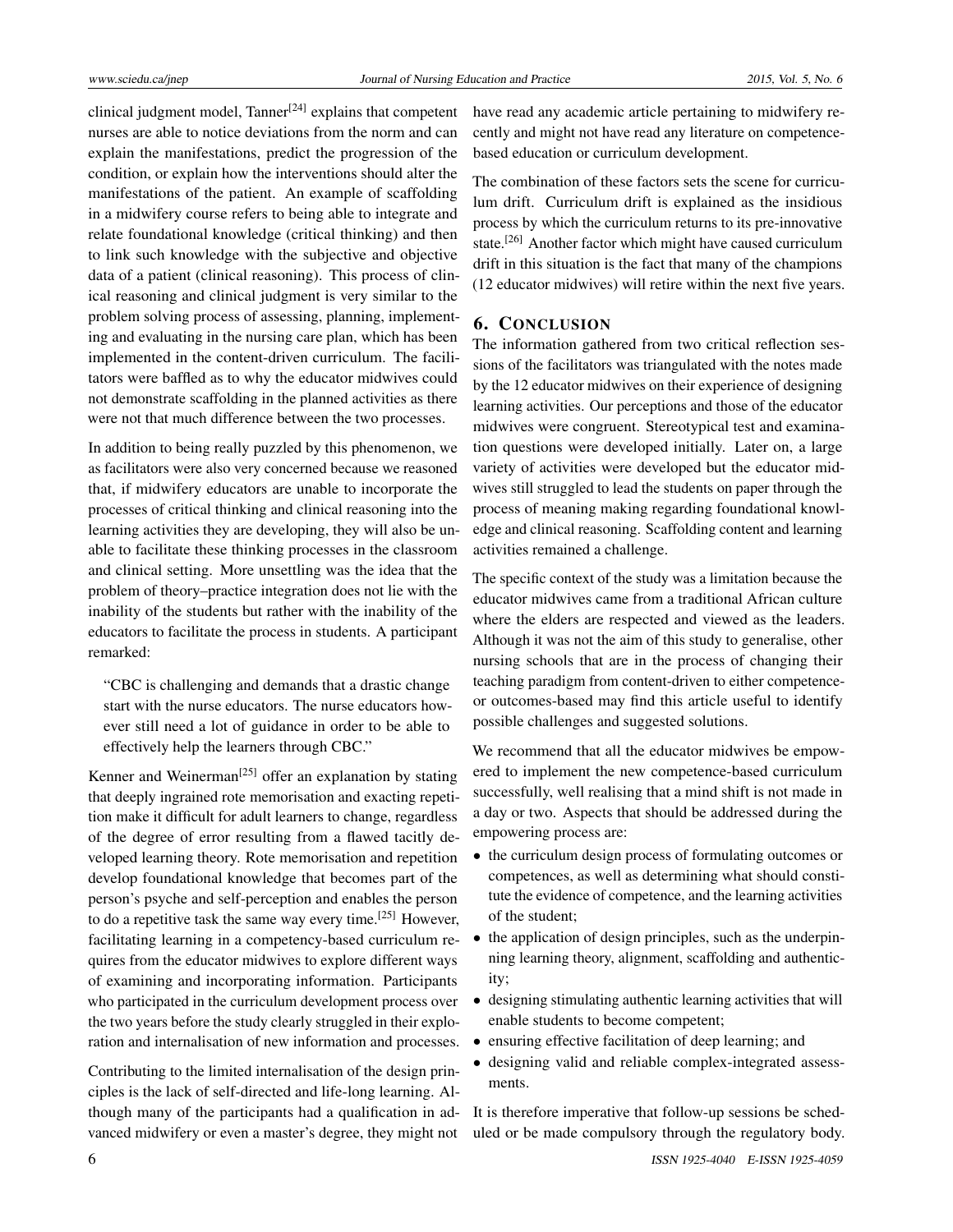clinical judgment model, Tanner[24] explains that competent nurses are able to notice deviations from the norm and can explain the manifestations, predict the progression of the condition, or explain how the interventions should alter the manifestations of the patient. An example of scaffolding in a midwifery course refers to being able to integrate and relate foundational knowledge (critical thinking) and then to link such knowledge with the subjective and objective data of a patient (clinical reasoning). This process of clinical reasoning and clinical judgment is very similar to the problem solving process of assessing, planning, implementing and evaluating in the nursing care plan, which has been implemented in the content-driven curriculum. The facilitators were baffled as to why the educator midwives could not demonstrate scaffolding in the planned activities as there were not that much difference between the two processes.

In addition to being really puzzled by this phenomenon, we as facilitators were also very concerned because we reasoned that, if midwifery educators are unable to incorporate the processes of critical thinking and clinical reasoning into the learning activities they are developing, they will also be unable to facilitate these thinking processes in the classroom and clinical setting. More unsettling was the idea that the problem of theory–practice integration does not lie with the inability of the students but rather with the inability of the educators to facilitate the process in students. A participant remarked:

> "CBC is challenging and demands that a drastic change start with the nurse educators. The nurse educators however still need a lot of guidance in order to be able to effectively help the learners through CBC."

Kenner and Weinerman[25] offer an explanation by stating that deeply ingrained rote memorisation and exacting repetition make it difficult for adult learners to change, regardless of the degree of error resulting from a flawed tacitly developed learning theory. Rote memorisation and repetition develop foundational knowledge that becomes part of the person's psyche and self-perception and enables the person to do a repetitive task the same way every time.[25] However, facilitating learning in a competency-based curriculum requires from the educator midwives to explore different ways of examining and incorporating information. Participants who participated in the curriculum development process over the two years before the study clearly struggled in their exploration and internalisation of new information and processes.

Contributing to the limited internalisation of the design principles is the lack of self-directed and life-long learning. Although many of the participants had a qualification in advanced midwifery or even a master's degree, they might not have read any academic article pertaining to midwifery recently and might not have read any literature on competence-based education or curriculum development.

The combination of these factors sets the scene for curriculum drift. Curriculum drift is explained as the insidious process by which the curriculum returns to its pre-innovative state.[26] Another factor which might have caused curriculum drift in this situation is the fact that many of the champions (12 educator midwives) will retire within the next five years.

## 6. Conclusion

The information gathered from two critical reflection sessions of the facilitators was triangulated with the notes made by the 12 educator midwives on their experience of designing learning activities. Our perceptions and those of the educator midwives were congruent. Stereotypical test and examination questions were developed initially. Later on, a large variety of activities were developed but the educator midwives still struggled to lead the students on paper through the process of meaning making regarding foundational knowledge and clinical reasoning. Scaffolding content and learning activities remained a challenge.

The specific context of the study was a limitation because the educator midwives came from a traditional African culture where the elders are respected and viewed as the leaders. Although it was not the aim of this study to generalise, other nursing schools that are in the process of changing their teaching paradigm from content-driven to either competence- or outcomes-based may find this article useful to identify possible challenges and suggested solutions.

We recommend that all the educator midwives be empowered to implement the new competence-based curriculum successfully, well realising that a mind shift is not made in a day or two. Aspects that should be addressed during the empowering process are:

- the curriculum design process of formulating outcomes or competences, as well as determining what should constitute the evidence of competence, and the learning activities of the student;
- the application of design principles, such as the underpinning learning theory, alignment, scaffolding and authenticity;
- designing stimulating authentic learning activities that will enable students to become competent;
- ensuring effective facilitation of deep learning; and
- designing valid and reliable complex-integrated assessments.

It is therefore imperative that follow-up sessions be scheduled or be made compulsory through the regulatory body.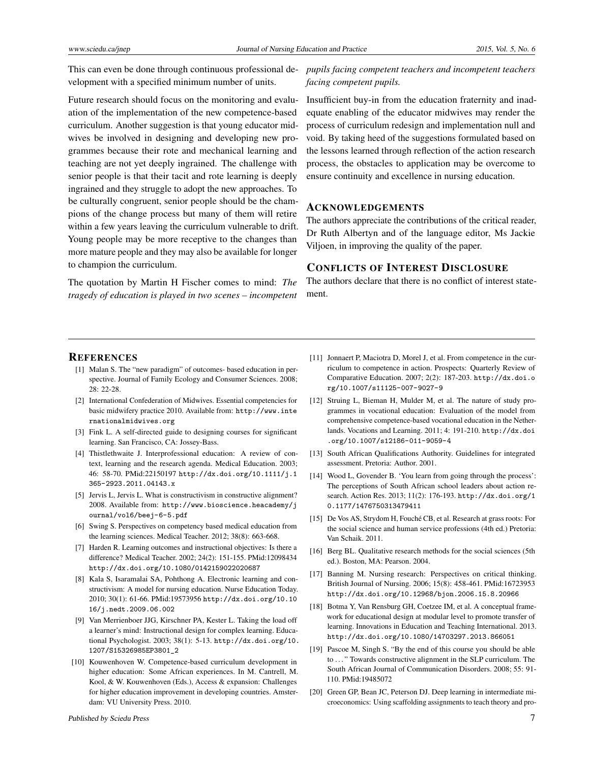This can even be done through continuous professional development with a specified minimum number of units.

Future research should focus on the monitoring and evaluation of the implementation of the new competence-based curriculum. Another suggestion is that young educator midwives be involved in designing and developing new programmes because their rote and mechanical learning and teaching are not yet deeply ingrained. The challenge with senior people is that their tacit and rote learning is deeply ingrained and they struggle to adopt the new approaches. To be culturally congruent, senior people should be the champions of the change process but many of them will retire within a few years leaving the curriculum vulnerable to drift. Young people may be more receptive to the changes than more mature people and they may also be available for longer to champion the curriculum.

The quotation by Martin H Fischer comes to mind: *The tragedy of education is played in two scenes – incompetent pupils facing competent teachers and incompetent teachers facing competent pupils.*

Insufficient buy-in from the education fraternity and inadequate enabling of the educator midwives may render the process of curriculum redesign and implementation null and void. By taking heed of the suggestions formulated based on the lessons learned through reflection of the action research process, the obstacles to application may be overcome to ensure continuity and excellence in nursing education.

## ACKNOWLEDGEMENTS

The authors appreciate the contributions of the critical reader, Dr Ruth Albertyn and of the language editor, Ms Jackie Viljoen, in improving the quality of the paper.

## CONFLICTS OF INTEREST DISCLOSURE

The authors declare that there is no conflict of interest statement.

## REFERENCES

[1] Malan S. The "new paradigm" of outcomes- based education in perspective. Journal of Family Ecology and Consumer Sciences. 2008; 28: 22-28.

[2] International Confederation of Midwives. Essential competencies for basic midwifery practice 2010. Available from: http://www.internationalmidwives.org

[3] Fink L. A self-directed guide to designing courses for significant learning. San Francisco, CA: Jossey-Bass.

[4] Thistlethwaite J. Interprofessional education: A review of context, learning and the research agenda. Medical Education. 2003; 46: 58-70. PMid:22150197 http://dx.doi.org/10.1111/j.1365-2923.2011.04143.x

[5] Jervis L, Jervis L. What is constructivism in constructive alignment? 2008. Available from: http://www.bioscience.heacademy/journal/vol6/beej-6-5.pdf

[6] Swing S. Perspectives on competency based medical education from the learning sciences. Medical Teacher. 2012; 38(8): 663-668.

[7] Harden R. Learning outcomes and instructional objectives: Is there a difference? Medical Teacher. 2002; 24(2): 151-155. PMid:12098434 http://dx.doi.org/10.1080/0142159022020687

[8] Kala S, Isaramalai SA, Pohthong A. Electronic learning and constructivism: A model for nursing education. Nurse Education Today. 2010; 30(1): 61-66. PMid:19573956 http://dx.doi.org/10.1016/j.nedt.2009.06.002

[9] Van Merrienboer JJG, Kirschner PA, Kester L. Taking the load off a learner's mind: Instructional design for complex learning. Educational Psychologist. 2003; 38(1): 5-13. http://dx.doi.org/10.1207/S15326985EP3801_2

[10] Kouwenhoven W. Competence-based curriculum development in higher education: Some African experiences. In M. Cantrell, M. Kool, & W. Kouwenhoven (Eds.), Access & expansion: Challenges for higher education improvement in developing countries. Amsterdam: VU University Press. 2010.

[11] Jonnaert P, Maciotra D, Morel J, et al. From competence in the curriculum to competence in action. Prospects: Quarterly Review of Comparative Education. 2007; 2(2): 187-203. http://dx.doi.org/10.1007/s11125-007-9027-9

[12] Struing L, Bieman H, Mulder M, et al. The nature of study programmes in vocational education: Evaluation of the model from comprehensive competence-based vocational education in the Netherlands. Vocations and Learning. 2011; 4: 191-210. http://dx.doi.org/10.1007/s12186-011-9059-4

[13] South African Qualifications Authority. Guidelines for integrated assessment. Pretoria: Author. 2001.

[14] Wood L, Govender B. 'You learn from going through the process': The perceptions of South African school leaders about action research. Action Res. 2013; 11(2): 176-193. http://dx.doi.org/10.1177/1476750313479411

[15] De Vos AS, Strydom H, Fouché CB, et al. Research at grass roots: For the social science and human service professions (4th ed.) Pretoria: Van Schaik. 2011.

[16] Berg BL. Qualitative research methods for the social sciences (5th ed.). Boston, MA: Pearson. 2004.

[17] Banning M. Nursing research: Perspectives on critical thinking. British Journal of Nursing. 2006; 15(8): 458-461. PMid:16723953 http://dx.doi.org/10.12968/bjon.2006.15.8.20966

[18] Botma Y, Van Rensburg GH, Coetzee IM, et al. A conceptual framework for educational design at modular level to promote transfer of learning. Innovations in Education and Teaching International. 2013. http://dx.doi.org/10.1080/14703297.2013.866051

[19] Pascoe M, Singh S. "By the end of this course you should be able to ..." Towards constructive alignment in the SLP curriculum. The South African Journal of Communication Disorders. 2008; 55: 91-110. PMid:19485072

[20] Green GP, Bean JC, Peterson DJ. Deep learning in intermediate microeconomics: Using scaffolding assignments to teach theory and pro-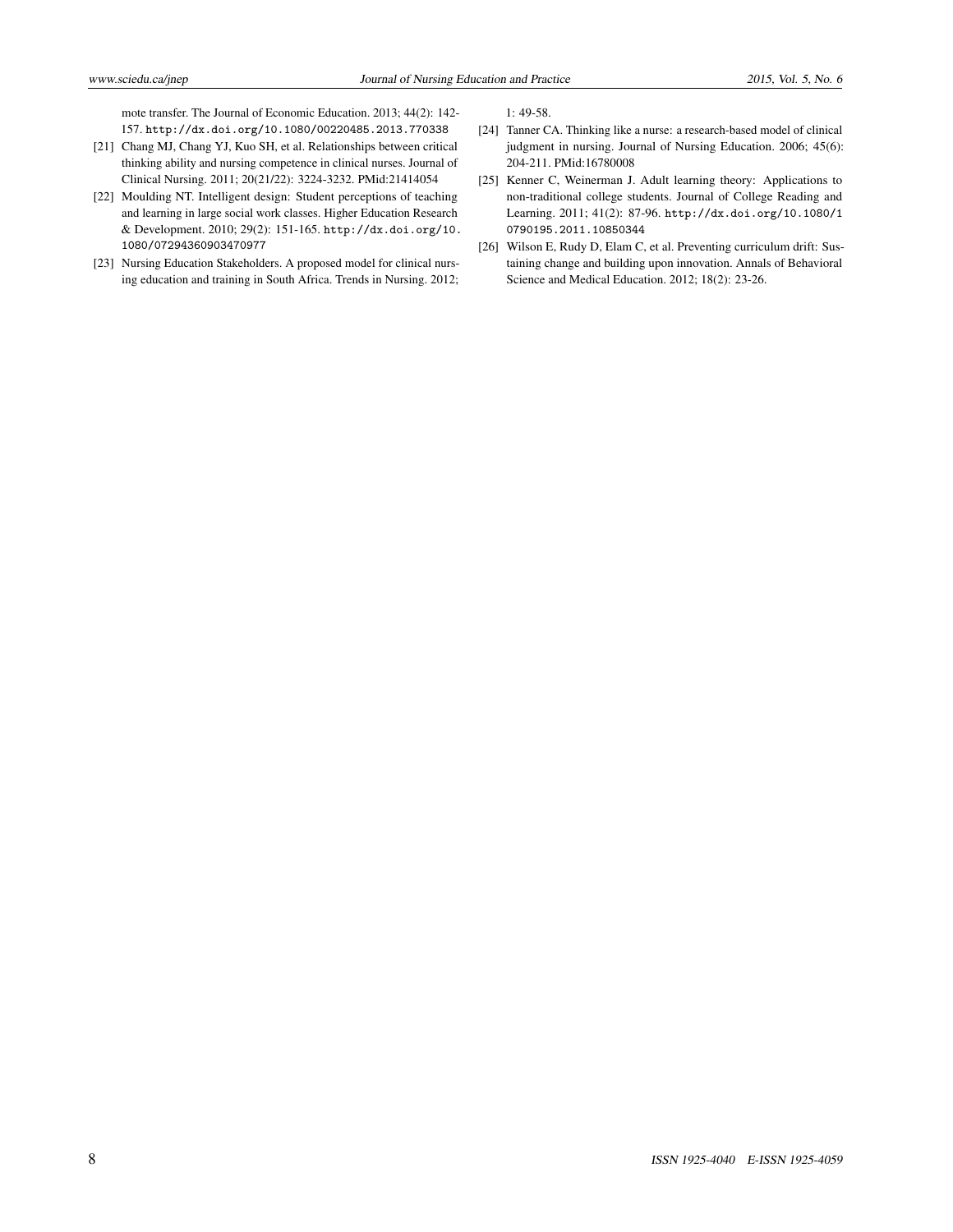mote transfer. The Journal of Economic Education. 2013; 44(2): 142-157. http://dx.doi.org/10.1080/00220485.2013.770338

[21] Chang MJ, Chang YJ, Kuo SH, et al. Relationships between critical thinking ability and nursing competence in clinical nurses. Journal of Clinical Nursing. 2011; 20(21/22): 3224-3232. PMid:21414054

[22] Moulding NT. Intelligent design: Student perceptions of teaching and learning in large social work classes. Higher Education Research & Development. 2010; 29(2): 151-165. http://dx.doi.org/10.1080/07294360903470977

[23] Nursing Education Stakeholders. A proposed model for clinical nursing education and training in South Africa. Trends in Nursing. 2012; 1: 49-58.

[24] Tanner CA. Thinking like a nurse: a research-based model of clinical judgment in nursing. Journal of Nursing Education. 2006; 45(6): 204-211. PMid:16780008

[25] Kenner C, Weinerman J. Adult learning theory: Applications to non-traditional college students. Journal of College Reading and Learning. 2011; 41(2): 87-96. http://dx.doi.org/10.1080/10790195.2011.10850344

[26] Wilson E, Rudy D, Elam C, et al. Preventing curriculum drift: Sustaining change and building upon innovation. Annals of Behavioral Science and Medical Education. 2012; 18(2): 23-26.